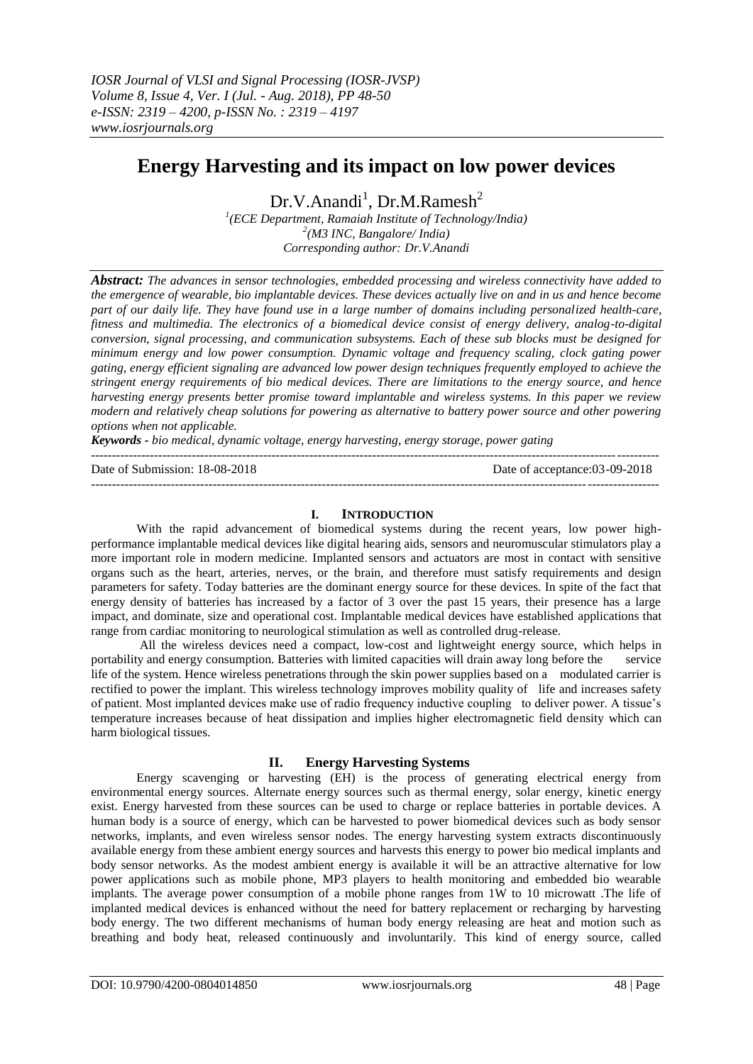# Energy Harvesting and its impact on low power devices

Dr.V.Anandi[1], Dr.M.Ramesh[2]

[1](ECE Department, Ramaiah Institute of Technology/India)
[2](M3 INC, Bangalore/ India)
Corresponding author: Dr.V.Anandi

***Abstract:*** *The advances in sensor technologies, embedded processing and wireless connectivity have added to the emergence of wearable, bio implantable devices. These devices actually live on and in us and hence become part of our daily life. They have found use in a large number of domains including personalized health-care, fitness and multimedia. The electronics of a biomedical device consist of energy delivery, analog-to-digital conversion, signal processing, and communication subsystems. Each of these sub blocks must be designed for minimum energy and low power consumption. Dynamic voltage and frequency scaling, clock gating power gating, energy efficient signaling are advanced low power design techniques frequently employed to achieve the stringent energy requirements of bio medical devices. There are limitations to the energy source, and hence harvesting energy presents better promise toward implantable and wireless systems. In this paper we review modern and relatively cheap solutions for powering as alternative to battery power source and other powering options when not applicable.*

***Keywords -*** *bio medical, dynamic voltage, energy harvesting, energy storage, power gating*

---

Date of Submission: 18-08-2018 Date of acceptance:03-09-2018

---

## I. INTRODUCTION

With the rapid advancement of biomedical systems during the recent years, low power high-performance implantable medical devices like digital hearing aids, sensors and neuromuscular stimulators play a more important role in modern medicine. Implanted sensors and actuators are most in contact with sensitive organs such as the heart, arteries, nerves, or the brain, and therefore must satisfy requirements and design parameters for safety. Today batteries are the dominant energy source for these devices. In spite of the fact that energy density of batteries has increased by a factor of 3 over the past 15 years, their presence has a large impact, and dominate, size and operational cost. Implantable medical devices have established applications that range from cardiac monitoring to neurological stimulation as well as controlled drug-release.

All the wireless devices need a compact, low-cost and lightweight energy source, which helps in portability and energy consumption. Batteries with limited capacities will drain away long before the service life of the system. Hence wireless penetrations through the skin power supplies based on a modulated carrier is rectified to power the implant. This wireless technology improves mobility quality of life and increases safety of patient. Most implanted devices make use of radio frequency inductive coupling to deliver power. A tissue's temperature increases because of heat dissipation and implies higher electromagnetic field density which can harm biological tissues.

## II. Energy Harvesting Systems

Energy scavenging or harvesting (EH) is the process of generating electrical energy from environmental energy sources. Alternate energy sources such as thermal energy, solar energy, kinetic energy exist. Energy harvested from these sources can be used to charge or replace batteries in portable devices. A human body is a source of energy, which can be harvested to power biomedical devices such as body sensor networks, implants, and even wireless sensor nodes. The energy harvesting system extracts discontinuously available energy from these ambient energy sources and harvests this energy to power bio medical implants and body sensor networks. As the modest ambient energy is available it will be an attractive alternative for low power applications such as mobile phone, MP3 players to health monitoring and embedded bio wearable implants. The average power consumption of a mobile phone ranges from 1W to 10 microwatt .The life of implanted medical devices is enhanced without the need for battery replacement or recharging by harvesting body energy. The two different mechanisms of human body energy releasing are heat and motion such as breathing and body heat, released continuously and involuntarily. This kind of energy source, called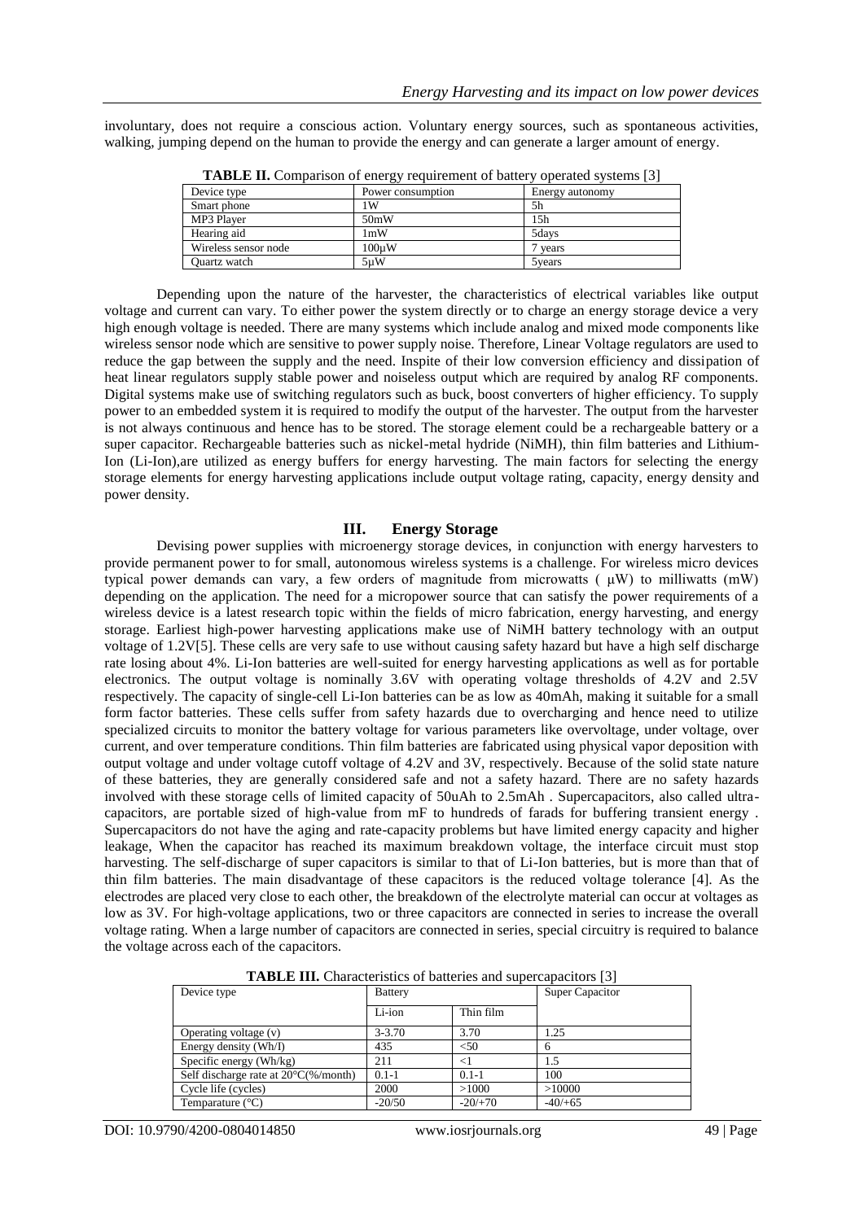involuntary, does not require a conscious action. Voluntary energy sources, such as spontaneous activities, walking, jumping depend on the human to provide the energy and can generate a larger amount of energy.

**TABLE II.** Comparison of energy requirement of battery operated systems [3]

| Device type | Power consumption | Energy autonomy |
|---|---|---|
| Smart phone | 1W | 5h |
| MP3 Player | 50mW | 15h |
| Hearing aid | 1mW | 5days |
| Wireless sensor node | 100µW | 7 years |
| Quartz watch | 5µW | 5years |

Depending upon the nature of the harvester, the characteristics of electrical variables like output voltage and current can vary. To either power the system directly or to charge an energy storage device a very high enough voltage is needed. There are many systems which include analog and mixed mode components like wireless sensor node which are sensitive to power supply noise. Therefore, Linear Voltage regulators are used to reduce the gap between the supply and the need. Inspite of their low conversion efficiency and dissipation of heat linear regulators supply stable power and noiseless output which are required by analog RF components. Digital systems make use of switching regulators such as buck, boost converters of higher efficiency. To supply power to an embedded system it is required to modify the output of the harvester. The output from the harvester is not always continuous and hence has to be stored. The storage element could be a rechargeable battery or a super capacitor. Rechargeable batteries such as nickel-metal hydride (NiMH), thin film batteries and Lithium-Ion (Li-Ion),are utilized as energy buffers for energy harvesting. The main factors for selecting the energy storage elements for energy harvesting applications include output voltage rating, capacity, energy density and power density.

## III. Energy Storage

Devising power supplies with microenergy storage devices, in conjunction with energy harvesters to provide permanent power to for small, autonomous wireless systems is a challenge. For wireless micro devices typical power demands can vary, a few orders of magnitude from microwatts ( µW) to milliwatts (mW) depending on the application. The need for a micropower source that can satisfy the power requirements of a wireless device is a latest research topic within the fields of micro fabrication, energy harvesting, and energy storage. Earliest high-power harvesting applications make use of NiMH battery technology with an output voltage of 1.2V[5]. These cells are very safe to use without causing safety hazard but have a high self discharge rate losing about 4%. Li-Ion batteries are well-suited for energy harvesting applications as well as for portable electronics. The output voltage is nominally 3.6V with operating voltage thresholds of 4.2V and 2.5V respectively. The capacity of single-cell Li-Ion batteries can be as low as 40mAh, making it suitable for a small form factor batteries. These cells suffer from safety hazards due to overcharging and hence need to utilize specialized circuits to monitor the battery voltage for various parameters like overvoltage, under voltage, over current, and over temperature conditions. Thin film batteries are fabricated using physical vapor deposition with output voltage and under voltage cutoff voltage of 4.2V and 3V, respectively. Because of the solid state nature of these batteries, they are generally considered safe and not a safety hazard. There are no safety hazards involved with these storage cells of limited capacity of 50uAh to 2.5mAh . Supercapacitors, also called ultra-capacitors, are portable sized of high-value from mF to hundreds of farads for buffering transient energy . Supercapacitors do not have the aging and rate-capacity problems but have limited energy capacity and higher leakage, When the capacitor has reached its maximum breakdown voltage, the interface circuit must stop harvesting. The self-discharge of super capacitors is similar to that of Li-Ion batteries, but is more than that of thin film batteries. The main disadvantage of these capacitors is the reduced voltage tolerance [4]. As the electrodes are placed very close to each other, the breakdown of the electrolyte material can occur at voltages as low as 3V. For high-voltage applications, two or three capacitors are connected in series to increase the overall voltage rating. When a large number of capacitors are connected in series, special circuitry is required to balance the voltage across each of the capacitors.

**TABLE III.** Characteristics of batteries and supercapacitors [3]

| Device type | Battery | | Super Capacitor |
|---|---|---|---|
| | Li-ion | Thin film | |
| Operating voltage (v) | 3-3.70 | 3.70 | 1.25 |
| Energy density (Wh/l) | 435 | <50 | 6 |
| Specific energy (Wh/kg) | 211 | <1 | 1.5 |
| Self discharge rate at 20°C(%/month) | 0.1-1 | 0.1-1 | 100 |
| Cycle life (cycles) | 2000 | >1000 | >10000 |
| Temparature (°C) | -20/50 | -20/+70 | -40/+65 |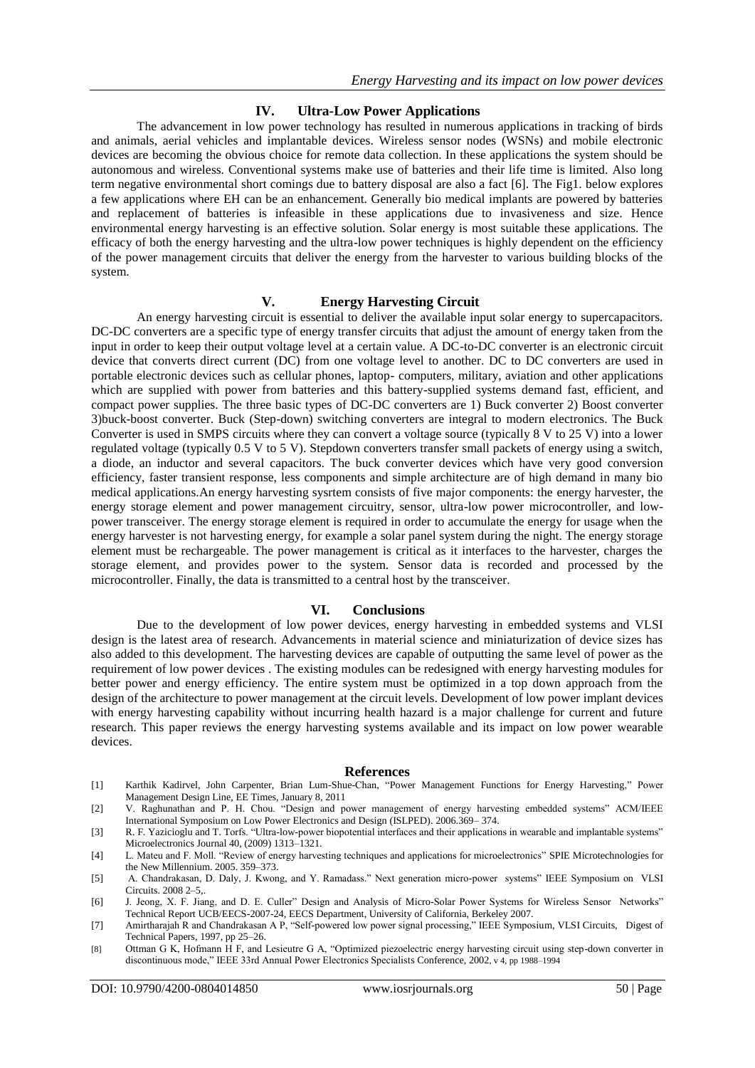## IV. Ultra-Low Power Applications

The advancement in low power technology has resulted in numerous applications in tracking of birds and animals, aerial vehicles and implantable devices. Wireless sensor nodes (WSNs) and mobile electronic devices are becoming the obvious choice for remote data collection. In these applications the system should be autonomous and wireless. Conventional systems make use of batteries and their life time is limited. Also long term negative environmental short comings due to battery disposal are also a fact [6]. The Fig1. below explores a few applications where EH can be an enhancement. Generally bio medical implants are powered by batteries and replacement of batteries is infeasible in these applications due to invasiveness and size. Hence environmental energy harvesting is an effective solution. Solar energy is most suitable these applications. The efficacy of both the energy harvesting and the ultra-low power techniques is highly dependent on the efficiency of the power management circuits that deliver the energy from the harvester to various building blocks of the system.

## V. Energy Harvesting Circuit

An energy harvesting circuit is essential to deliver the available input solar energy to supercapacitors. DC-DC converters are a specific type of energy transfer circuits that adjust the amount of energy taken from the input in order to keep their output voltage level at a certain value. A DC-to-DC converter is an electronic circuit device that converts direct current (DC) from one voltage level to another. DC to DC converters are used in portable electronic devices such as cellular phones, laptop- computers, military, aviation and other applications which are supplied with power from batteries and this battery-supplied systems demand fast, efficient, and compact power supplies. The three basic types of DC-DC converters are 1) Buck converter 2) Boost converter 3)buck-boost converter. Buck (Step-down) switching converters are integral to modern electronics. The Buck Converter is used in SMPS circuits where they can convert a voltage source (typically 8 V to 25 V) into a lower regulated voltage (typically 0.5 V to 5 V). Stepdown converters transfer small packets of energy using a switch, a diode, an inductor and several capacitors. The buck converter devices which have very good conversion efficiency, faster transient response, less components and simple architecture are of high demand in many bio medical applications.An energy harvesting sysrtem consists of five major components: the energy harvester, the energy storage element and power management circuitry, sensor, ultra-low power microcontroller, and low-power transceiver. The energy storage element is required in order to accumulate the energy for usage when the energy harvester is not harvesting energy, for example a solar panel system during the night. The energy storage element must be rechargeable. The power management is critical as it interfaces to the harvester, charges the storage element, and provides power to the system. Sensor data is recorded and processed by the microcontroller. Finally, the data is transmitted to a central host by the transceiver.

## VI. Conclusions

Due to the development of low power devices, energy harvesting in embedded systems and VLSI design is the latest area of research. Advancements in material science and miniaturization of device sizes has also added to this development. The harvesting devices are capable of outputting the same level of power as the requirement of low power devices . The existing modules can be redesigned with energy harvesting modules for better power and energy efficiency. The entire system must be optimized in a top down approach from the design of the architecture to power management at the circuit levels. Development of low power implant devices with energy harvesting capability without incurring health hazard is a major challenge for current and future research. This paper reviews the energy harvesting systems available and its impact on low power wearable devices.

## References

[1] Karthik Kadirvel, John Carpenter, Brian Lum-Shue-Chan, "Power Management Functions for Energy Harvesting," Power Management Design Line, EE Times, January 8, 2011

[2] V. Raghunathan and P. H. Chou. "Design and power management of energy harvesting embedded systems" ACM/IEEE International Symposium on Low Power Electronics and Design (ISLPED). 2006.369– 374.

[3] R. F. Yazicioglu and T. Torfs. "Ultra-low-power biopotential interfaces and their applications in wearable and implantable systems" Microelectronics Journal 40, (2009) 1313–1321.

[4] L. Mateu and F. Moll. "Review of energy harvesting techniques and applications for microelectronics" SPIE Microtechnologies for the New Millennium. 2005. 359–373.

[5] A. Chandrakasan, D. Daly, J. Kwong, and Y. Ramadass." Next generation micro-power systems" IEEE Symposium on VLSI Circuits. 2008 2–5,.

[6] J. Jeong, X. F. Jiang, and D. E. Culler" Design and Analysis of Micro-Solar Power Systems for Wireless Sensor Networks" Technical Report UCB/EECS-2007-24, EECS Department, University of California, Berkeley 2007.

[7] Amirtharajah R and Chandrakasan A P, "Self-powered low power signal processing," IEEE Symposium, VLSI Circuits, Digest of Technical Papers, 1997, pp 25–26.

[8] Ottman G K, Hofmann H F, and Lesieutre G A, "Optimized piezoelectric energy harvesting circuit using step-down converter in discontinuous mode," IEEE 33rd Annual Power Electronics Specialists Conference, 2002, v 4, pp 1988–1994